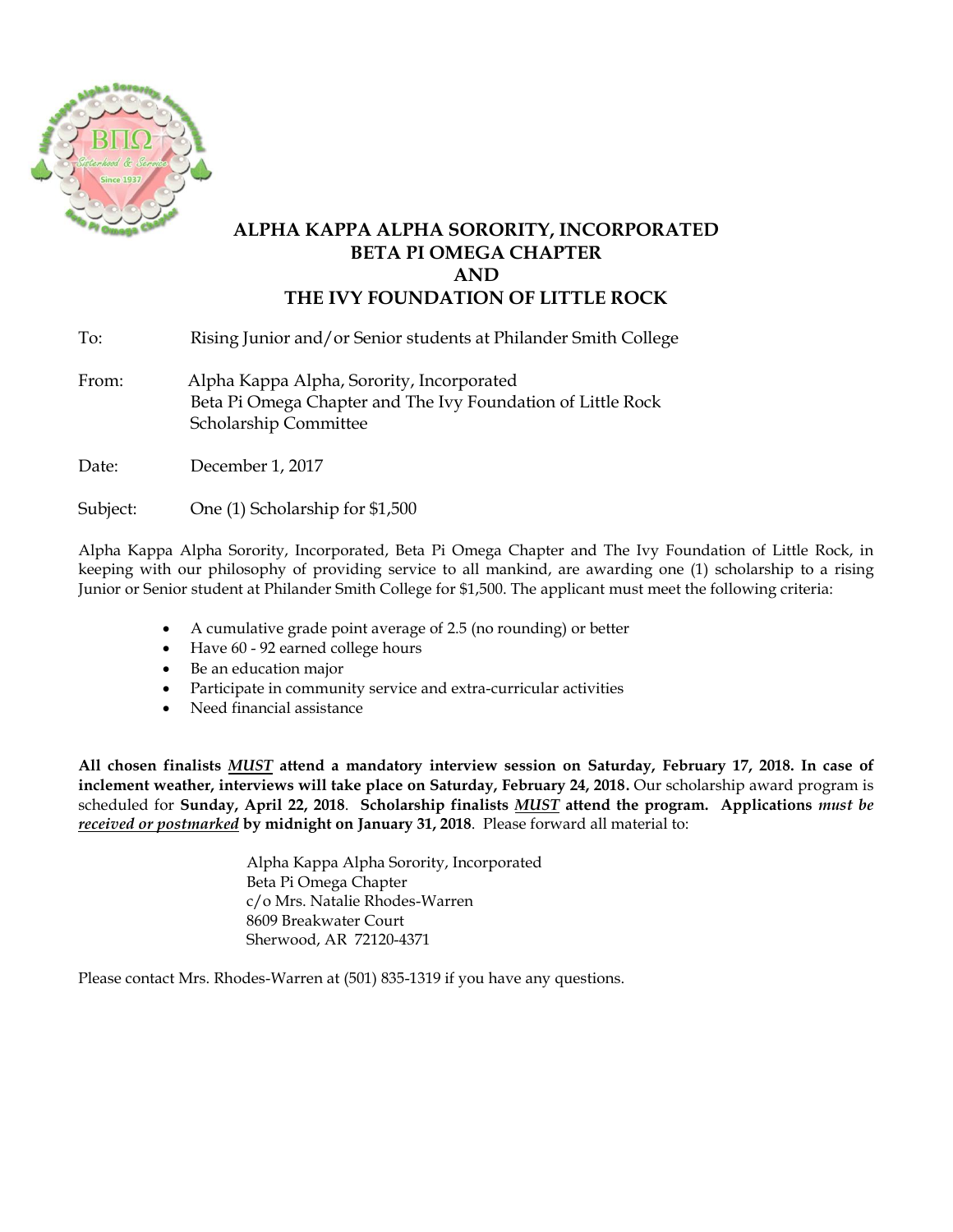# ALPHA KAPPA ALPHA SORORITY, INCORPORATED
## BETA PI OMEGA CHAPTER
## AND
## THE IVY FOUNDATION OF LITTLE ROCK

To: Rising Junior and/or Senior students at Philander Smith College

From: Alpha Kappa Alpha, Sorority, Incorporated
Beta Pi Omega Chapter and The Ivy Foundation of Little Rock
Scholarship Committee

Date: December 1, 2017

Subject: One (1) Scholarship for $1,500

Alpha Kappa Alpha Sorority, Incorporated, Beta Pi Omega Chapter and The Ivy Foundation of Little Rock, in keeping with our philosophy of providing service to all mankind, are awarding one (1) scholarship to a rising Junior or Senior student at Philander Smith College for $1,500. The applicant must meet the following criteria:

- A cumulative grade point average of 2.5 (no rounding) or better
- Have 60 - 92 earned college hours
- Be an education major
- Participate in community service and extra-curricular activities
- Need financial assistance

**All chosen finalists _MUST_ attend a mandatory interview session on Saturday, February 17, 2018. In case of inclement weather, interviews will take place on Saturday, February 24, 2018.** Our scholarship award program is scheduled for **Sunday, April 22, 2018**. **Scholarship finalists _MUST_ attend the program. Applications** ***must be received or postmarked*** **by midnight on January 31, 2018**. Please forward all material to:

Alpha Kappa Alpha Sorority, Incorporated
Beta Pi Omega Chapter
c/o Mrs. Natalie Rhodes-Warren
8609 Breakwater Court
Sherwood, AR 72120-4371

Please contact Mrs. Rhodes-Warren at (501) 835-1319 if you have any questions.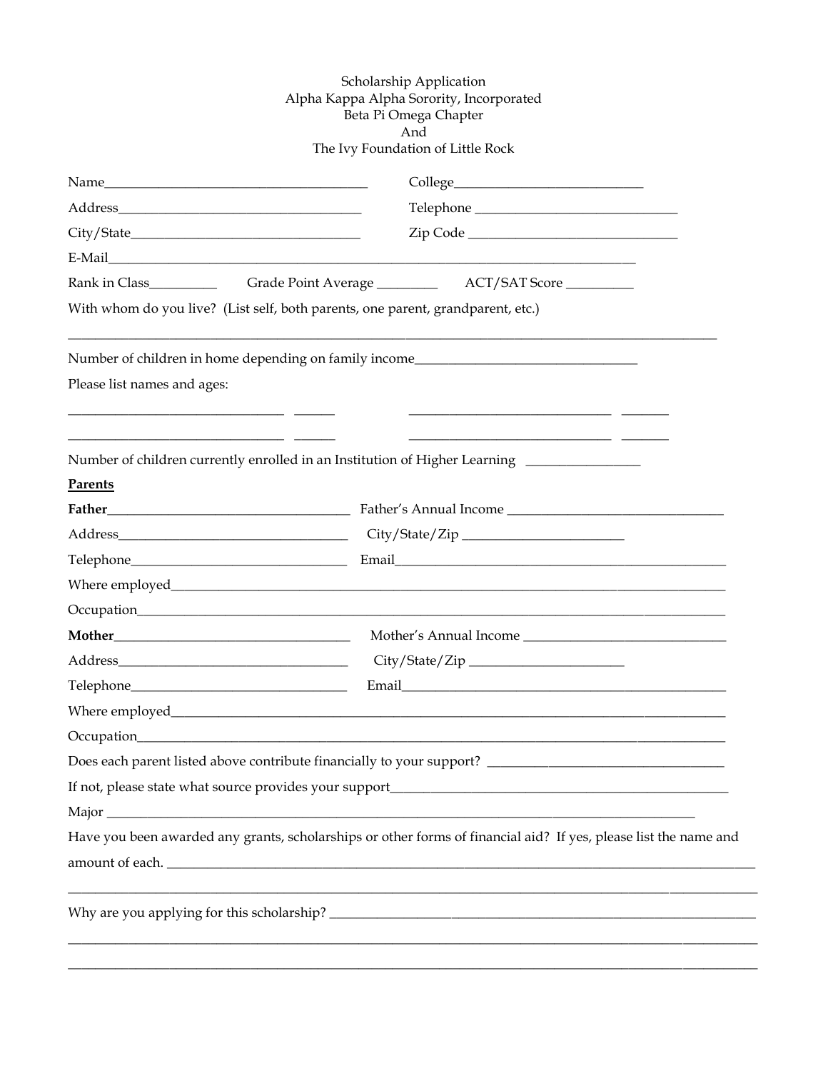Scholarship Application
Alpha Kappa Alpha Sorority, Incorporated
Beta Pi Omega Chapter
And
The Ivy Foundation of Little Rock

Name_______________________________________ College____________________________

Address____________________________________ Telephone ______________________________

City/State__________________________________ Zip Code _______________________________

E-Mail______________________________________________________________________________

Rank in Class__________ Grade Point Average _________ ACT/SAT Score __________

With whom do you live? (List self, both parents, one parent, grandparent, etc.)

_____________________________________________________________________________________________

Number of children in home depending on family income________________________________

Please list names and ages:

________________________________ ______ ______________________________ _______

________________________________ ______ ______________________________ _______

Number of children currently enrolled in an Institution of Higher Learning ________________

**Parents**

**Father**____________________________________ Father's Annual Income ________________________________

Address___________________________________ City/State/Zip _______________________

Telephone_________________________________ Email_________________________________________________

Where employed__________________________________________________________________________________

Occupation______________________________________________________________________________________

**Mother**___________________________________ Mother's Annual Income ______________________________

Address___________________________________ City/State/Zip ______________________

Telephone_________________________________ Email_________________________________________________

Where employed__________________________________________________________________________________

Occupation______________________________________________________________________________________

Does each parent listed above contribute financially to your support? ___________________________________

If not, please state what source provides your support____________________________________________________

Major _____________________________________________________________________________________

Have you been awarded any grants, scholarships or other forms of financial aid? If yes, please list the name and amount of each. ___________________________________________________________________________________________

_____________________________________________________________________________________________

Why are you applying for this scholarship? _______________________________________________________________

_____________________________________________________________________________________________

_____________________________________________________________________________________________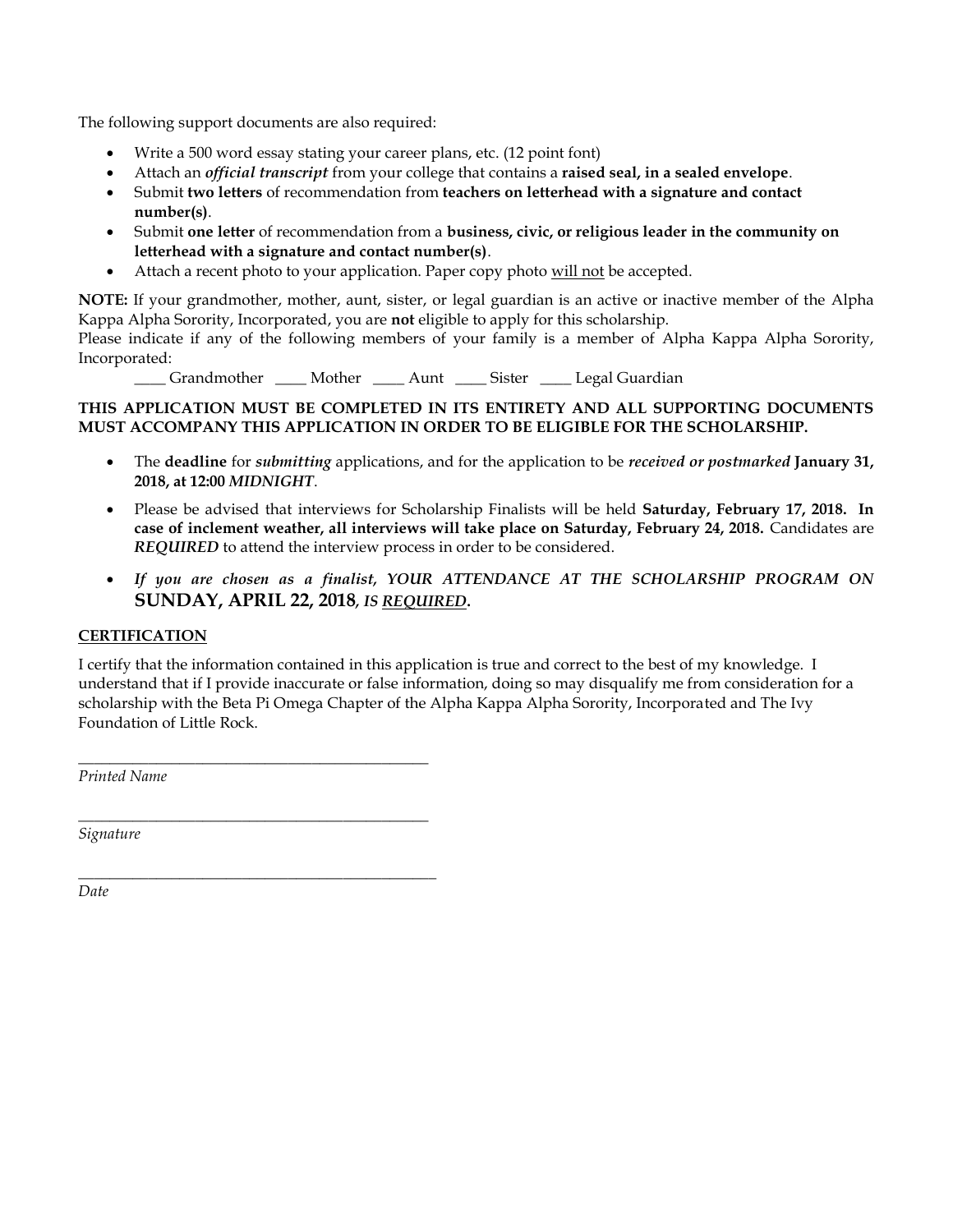The following support documents are also required:

- Write a 500 word essay stating your career plans, etc. (12 point font)
- Attach an ***official transcript*** from your college that contains a **raised seal, in a sealed envelope**.
- Submit **two letters** of recommendation from **teachers on letterhead with a signature and contact number(s)**.
- Submit **one letter** of recommendation from a **business, civic, or religious leader in the community on letterhead with a signature and contact number(s)**.
- Attach a recent photo to your application. Paper copy photo <u>will not</u> be accepted.

**NOTE:** If your grandmother, mother, aunt, sister, or legal guardian is an active or inactive member of the Alpha Kappa Alpha Sorority, Incorporated, you are **not** eligible to apply for this scholarship.
Please indicate if any of the following members of your family is a member of Alpha Kappa Alpha Sorority, Incorporated:

____ Grandmother ____ Mother ____ Aunt ____ Sister ____ Legal Guardian

**THIS APPLICATION MUST BE COMPLETED IN ITS ENTIRETY AND ALL SUPPORTING DOCUMENTS MUST ACCOMPANY THIS APPLICATION IN ORDER TO BE ELIGIBLE FOR THE SCHOLARSHIP.**

- The **deadline** for ***submitting*** applications, and for the application to be *received or postmarked* **January 31, 2018, at 12:00 *MIDNIGHT***.
- Please be advised that interviews for Scholarship Finalists will be held **Saturday, February 17, 2018. In case of inclement weather, all interviews will take place on Saturday, February 24, 2018.** Candidates are ***REQUIRED*** to attend the interview process in order to be considered.
- ***If you are chosen as a finalist, YOUR ATTENDANCE AT THE SCHOLARSHIP PROGRAM ON* SUNDAY, APRIL 22, 2018*, IS <u>REQUIRED</u>.***

**<u>CERTIFICATION</u>**

I certify that the information contained in this application is true and correct to the best of my knowledge. I understand that if I provide inaccurate or false information, doing so may disqualify me from consideration for a scholarship with the Beta Pi Omega Chapter of the Alpha Kappa Alpha Sorority, Incorporated and The Ivy Foundation of Little Rock.

_____________________________________________
*Printed Name*

_____________________________________________
*Signature*

_____________________________________________
*Date*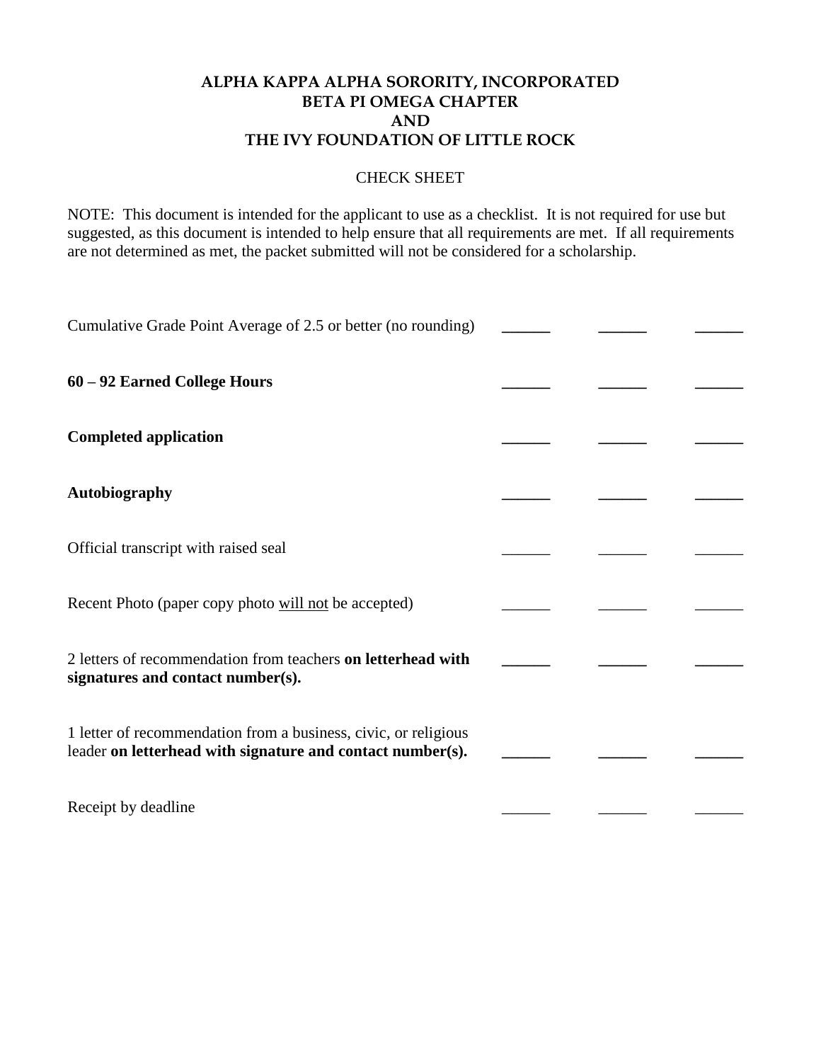**ALPHA KAPPA ALPHA SORORITY, INCORPORATED**
**BETA PI OMEGA CHAPTER**
**AND**
**THE IVY FOUNDATION OF LITTLE ROCK**

CHECK SHEET

NOTE: This document is intended for the applicant to use as a checklist. It is not required for use but suggested, as this document is intended to help ensure that all requirements are met. If all requirements are not determined as met, the packet submitted will not be considered for a scholarship.

| | | | |
|---|---|---|---|
| Cumulative Grade Point Average of 2.5 or better (no rounding) | ______ | ______ | ______ |
| **60 – 92 Earned College Hours** | ______ | ______ | ______ |
| **Completed application** | ______ | ______ | ______ |
| **Autobiography** | ______ | ______ | ______ |
| Official transcript with raised seal | ______ | ______ | ______ |
| Recent Photo (paper copy photo <u>will not</u> be accepted) | ______ | ______ | ______ |
| 2 letters of recommendation from teachers **on letterhead with signatures and contact number(s).** | ______ | ______ | ______ |
| 1 letter of recommendation from a business, civic, or religious leader **on letterhead with signature and contact number(s).** | ______ | ______ | ______ |
| Receipt by deadline | ______ | ______ | ______ |